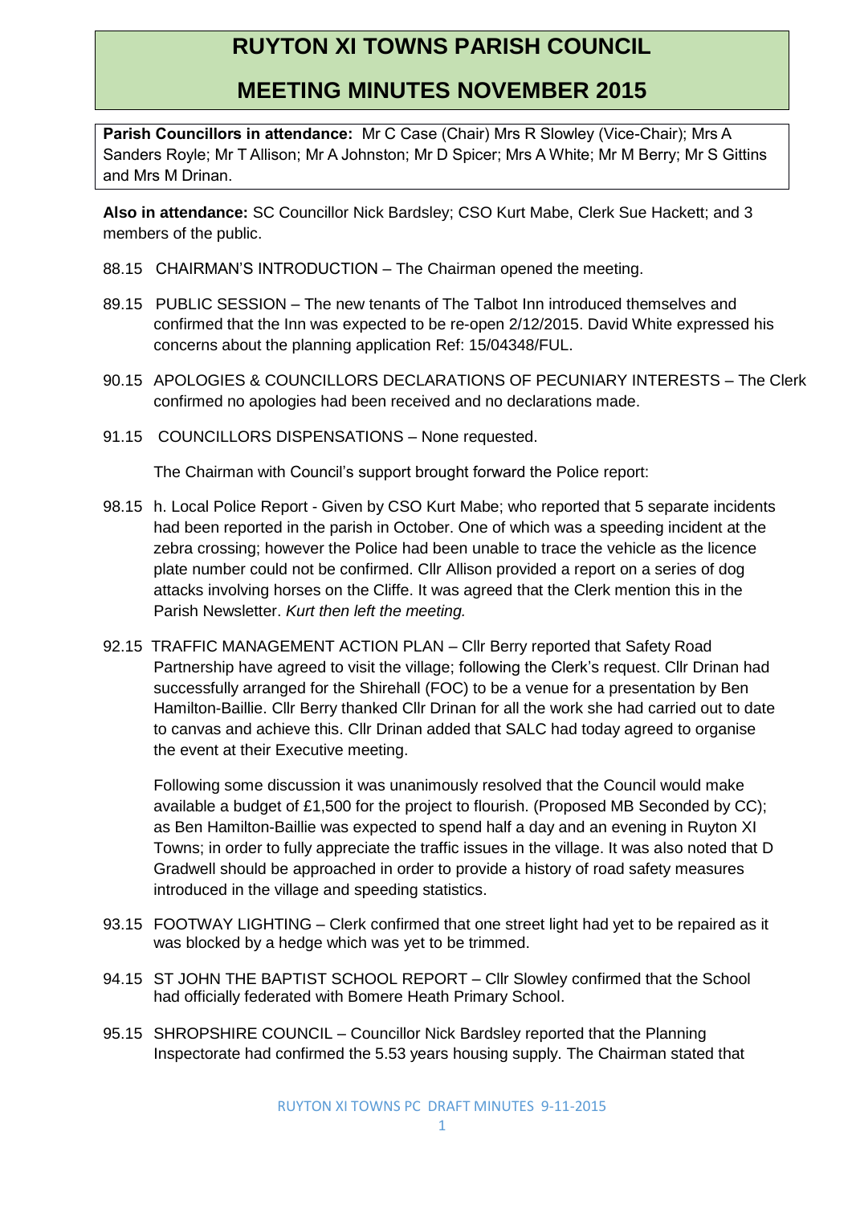# RUYTON XI TOWNS PARISH COUNCIL

## MEETING MINUTES NOVEMBER 2015

**Parish Councillors in attendance:** Mr C Case (Chair) Mrs R Slowley (Vice-Chair); Mrs A Sanders Royle; Mr T Allison; Mr A Johnston; Mr D Spicer; Mrs A White; Mr M Berry; Mr S Gittins and Mrs M Drinan.

**Also in attendance:** SC Councillor Nick Bardsley; CSO Kurt Mabe, Clerk Sue Hackett; and 3 members of the public.

88.15 CHAIRMAN'S INTRODUCTION – The Chairman opened the meeting.

89.15 PUBLIC SESSION – The new tenants of The Talbot Inn introduced themselves and confirmed that the Inn was expected to be re-open 2/12/2015. David White expressed his concerns about the planning application Ref: 15/04348/FUL.

90.15 APOLOGIES & COUNCILLORS DECLARATIONS OF PECUNIARY INTERESTS – The Clerk confirmed no apologies had been received and no declarations made.

91.15 COUNCILLORS DISPENSATIONS – None requested.

The Chairman with Council's support brought forward the Police report:

98.15 h. Local Police Report - Given by CSO Kurt Mabe; who reported that 5 separate incidents had been reported in the parish in October. One of which was a speeding incident at the zebra crossing; however the Police had been unable to trace the vehicle as the licence plate number could not be confirmed. Cllr Allison provided a report on a series of dog attacks involving horses on the Cliffe. It was agreed that the Clerk mention this in the Parish Newsletter. *Kurt then left the meeting.*

92.15 TRAFFIC MANAGEMENT ACTION PLAN – Cllr Berry reported that Safety Road Partnership have agreed to visit the village; following the Clerk's request. Cllr Drinan had successfully arranged for the Shirehall (FOC) to be a venue for a presentation by Ben Hamilton-Baillie. Cllr Berry thanked Cllr Drinan for all the work she had carried out to date to canvas and achieve this. Cllr Drinan added that SALC had today agreed to organise the event at their Executive meeting.

Following some discussion it was unanimously resolved that the Council would make available a budget of £1,500 for the project to flourish. (Proposed MB Seconded by CC); as Ben Hamilton-Baillie was expected to spend half a day and an evening in Ruyton XI Towns; in order to fully appreciate the traffic issues in the village. It was also noted that D Gradwell should be approached in order to provide a history of road safety measures introduced in the village and speeding statistics.

93.15 FOOTWAY LIGHTING – Clerk confirmed that one street light had yet to be repaired as it was blocked by a hedge which was yet to be trimmed.

94.15 ST JOHN THE BAPTIST SCHOOL REPORT – Cllr Slowley confirmed that the School had officially federated with Bomere Heath Primary School.

95.15 SHROPSHIRE COUNCIL – Councillor Nick Bardsley reported that the Planning Inspectorate had confirmed the 5.53 years housing supply. The Chairman stated that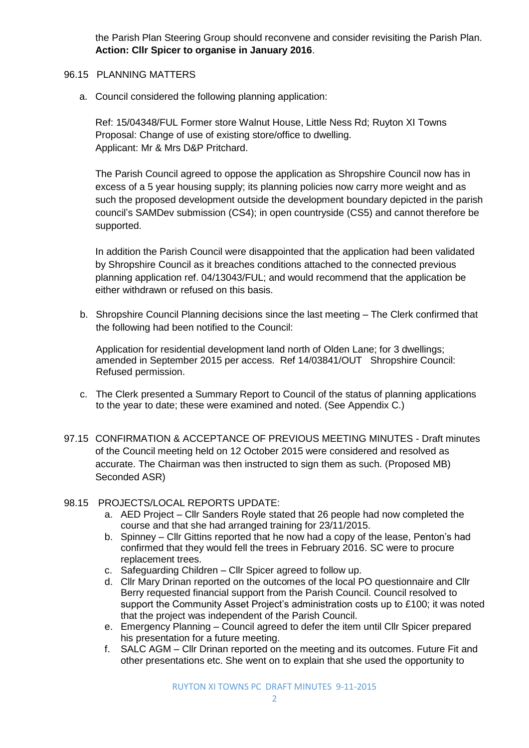the Parish Plan Steering Group should reconvene and consider revisiting the Parish Plan. **Action: Cllr Spicer to organise in January 2016**.

96.15 PLANNING MATTERS

a. Council considered the following planning application:

Ref: 15/04348/FUL Former store Walnut House, Little Ness Rd; Ruyton XI Towns
Proposal: Change of use of existing store/office to dwelling.
Applicant: Mr & Mrs D&P Pritchard.

The Parish Council agreed to oppose the application as Shropshire Council now has in excess of a 5 year housing supply; its planning policies now carry more weight and as such the proposed development outside the development boundary depicted in the parish council's SAMDev submission (CS4); in open countryside (CS5) and cannot therefore be supported.

In addition the Parish Council were disappointed that the application had been validated by Shropshire Council as it breaches conditions attached to the connected previous planning application ref. 04/13043/FUL; and would recommend that the application be either withdrawn or refused on this basis.

b. Shropshire Council Planning decisions since the last meeting – The Clerk confirmed that the following had been notified to the Council:

Application for residential development land north of Olden Lane; for 3 dwellings; amended in September 2015 per access. Ref 14/03841/OUT Shropshire Council: Refused permission.

c. The Clerk presented a Summary Report to Council of the status of planning applications to the year to date; these were examined and noted. (See Appendix C.)

97.15 CONFIRMATION & ACCEPTANCE OF PREVIOUS MEETING MINUTES - Draft minutes of the Council meeting held on 12 October 2015 were considered and resolved as accurate. The Chairman was then instructed to sign them as such. (Proposed MB) Seconded ASR)

98.15 PROJECTS/LOCAL REPORTS UPDATE:

a. AED Project – Cllr Sanders Royle stated that 26 people had now completed the course and that she had arranged training for 23/11/2015.
b. Spinney – Cllr Gittins reported that he now had a copy of the lease, Penton's had confirmed that they would fell the trees in February 2016. SC were to procure replacement trees.
c. Safeguarding Children – Cllr Spicer agreed to follow up.
d. Cllr Mary Drinan reported on the outcomes of the local PO questionnaire and Cllr Berry requested financial support from the Parish Council. Council resolved to support the Community Asset Project's administration costs up to £100; it was noted that the project was independent of the Parish Council.
e. Emergency Planning – Council agreed to defer the item until Cllr Spicer prepared his presentation for a future meeting.
f. SALC AGM – Cllr Drinan reported on the meeting and its outcomes. Future Fit and other presentations etc. She went on to explain that she used the opportunity to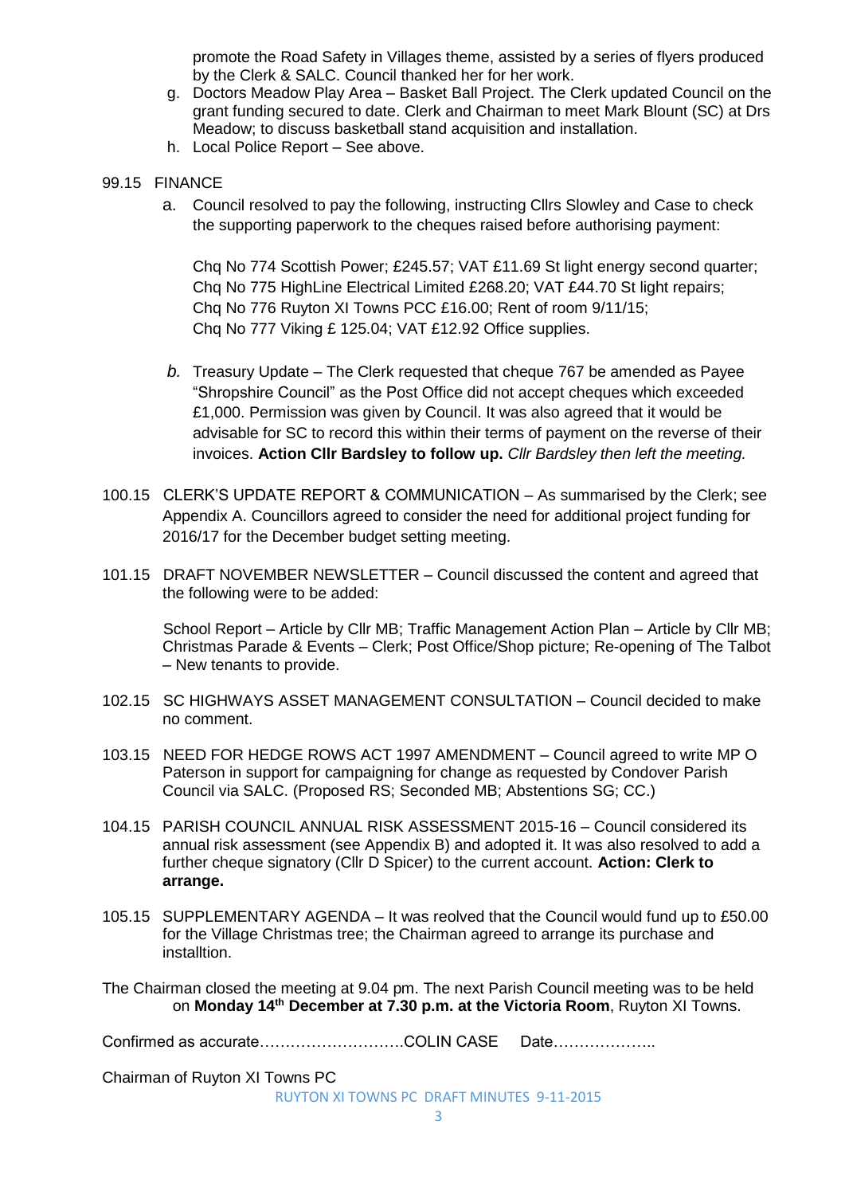promote the Road Safety in Villages theme, assisted by a series of flyers produced by the Clerk & SALC. Council thanked her for her work.

g. Doctors Meadow Play Area – Basket Ball Project. The Clerk updated Council on the grant funding secured to date. Clerk and Chairman to meet Mark Blount (SC) at Drs Meadow; to discuss basketball stand acquisition and installation.
h. Local Police Report – See above.

99.15 FINANCE

a. Council resolved to pay the following, instructing Cllrs Slowley and Case to check the supporting paperwork to the cheques raised before authorising payment:

   Chq No 774 Scottish Power; £245.57; VAT £11.69 St light energy second quarter;
   Chq No 775 HighLine Electrical Limited £268.20; VAT £44.70 St light repairs;
   Chq No 776 Ruyton XI Towns PCC £16.00; Rent of room 9/11/15;
   Chq No 777 Viking £ 125.04; VAT £12.92 Office supplies.

*b.* Treasury Update – The Clerk requested that cheque 767 be amended as Payee "Shropshire Council" as the Post Office did not accept cheques which exceeded £1,000. Permission was given by Council. It was also agreed that it would be advisable for SC to record this within their terms of payment on the reverse of their invoices. **Action Cllr Bardsley to follow up.** *Cllr Bardsley then left the meeting.*

100.15 CLERK'S UPDATE REPORT & COMMUNICATION – As summarised by the Clerk; see Appendix A. Councillors agreed to consider the need for additional project funding for 2016/17 for the December budget setting meeting.

101.15 DRAFT NOVEMBER NEWSLETTER – Council discussed the content and agreed that the following were to be added:

School Report – Article by Cllr MB; Traffic Management Action Plan – Article by Cllr MB; Christmas Parade & Events – Clerk; Post Office/Shop picture; Re-opening of The Talbot – New tenants to provide.

102.15 SC HIGHWAYS ASSET MANAGEMENT CONSULTATION – Council decided to make no comment.

103.15 NEED FOR HEDGE ROWS ACT 1997 AMENDMENT – Council agreed to write MP O Paterson in support for campaigning for change as requested by Condover Parish Council via SALC. (Proposed RS; Seconded MB; Abstentions SG; CC.)

104.15 PARISH COUNCIL ANNUAL RISK ASSESSMENT 2015-16 – Council considered its annual risk assessment (see Appendix B) and adopted it. It was also resolved to add a further cheque signatory (Cllr D Spicer) to the current account. **Action: Clerk to arrange.**

105.15 SUPPLEMENTARY AGENDA – It was reolved that the Council would fund up to £50.00 for the Village Christmas tree; the Chairman agreed to arrange its purchase and installtion.

The Chairman closed the meeting at 9.04 pm. The next Parish Council meeting was to be held on **Monday 14th December at 7.30 p.m. at the Victoria Room**, Ruyton XI Towns.

Confirmed as accurate……………………….COLIN CASE   Date………………..

Chairman of Ruyton XI Towns PC